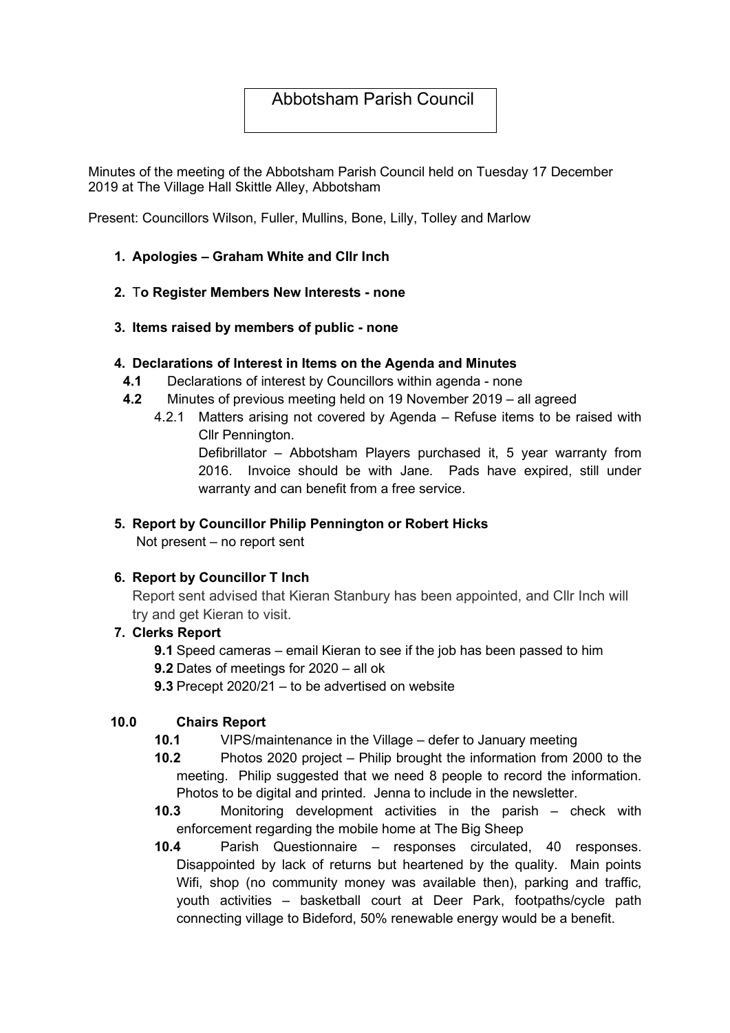# Abbotsham Parish Council

Minutes of the meeting of the Abbotsham Parish Council held on Tuesday 17 December 2019 at The Village Hall Skittle Alley, Abbotsham

Present: Councillors Wilson, Fuller, Mullins, Bone, Lilly, Tolley and Marlow

1. **Apologies – Graham White and Cllr Inch**

2. **To Register Members New Interests - none**

3. **Items raised by members of public - none**

4. **Declarations of Interest in Items on the Agenda and Minutes**
   - **4.1** Declarations of interest by Councillors within agenda - none
   - **4.2** Minutes of previous meeting held on 19 November 2019 – all agreed
     - 4.2.1 Matters arising not covered by Agenda – Refuse items to be raised with Cllr Pennington.

       Defibrillator – Abbotsham Players purchased it, 5 year warranty from 2016. Invoice should be with Jane. Pads have expired, still under warranty and can benefit from a free service.

5. **Report by Councillor Philip Pennington or Robert Hicks**

   Not present – no report sent

6. **Report by Councillor T Inch**

   Report sent advised that Kieran Stanbury has been appointed, and Cllr Inch will try and get Kieran to visit.

7. **Clerks Report**
   - **9.1** Speed cameras – email Kieran to see if the job has been passed to him
   - **9.2** Dates of meetings for 2020 – all ok
   - **9.3** Precept 2020/21 – to be advertised on website

**10.0 Chairs Report**

- **10.1** VIPS/maintenance in the Village – defer to January meeting
- **10.2** Photos 2020 project – Philip brought the information from 2000 to the meeting. Philip suggested that we need 8 people to record the information. Photos to be digital and printed. Jenna to include in the newsletter.
- **10.3** Monitoring development activities in the parish – check with enforcement regarding the mobile home at The Big Sheep
- **10.4** Parish Questionnaire – responses circulated, 40 responses. Disappointed by lack of returns but heartened by the quality. Main points Wifi, shop (no community money was available then), parking and traffic, youth activities – basketball court at Deer Park, footpaths/cycle path connecting village to Bideford, 50% renewable energy would be a benefit.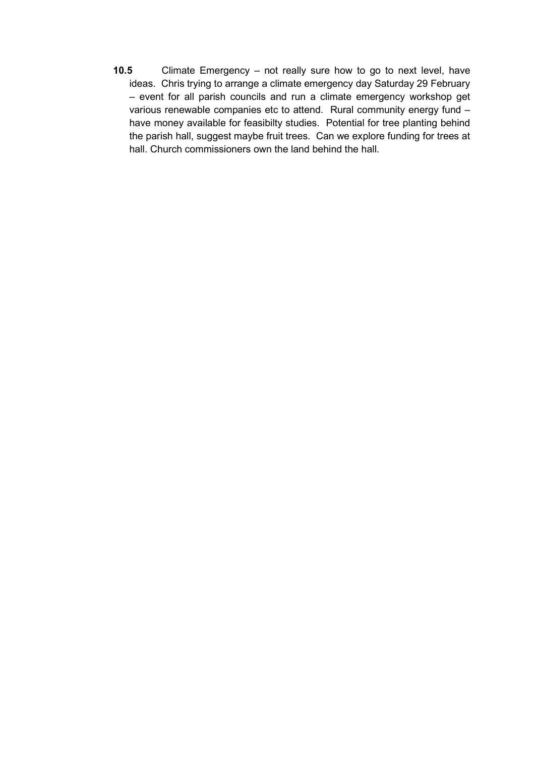**10.5** Climate Emergency – not really sure how to go to next level, have ideas. Chris trying to arrange a climate emergency day Saturday 29 February – event for all parish councils and run a climate emergency workshop get various renewable companies etc to attend. Rural community energy fund – have money available for feasibilty studies. Potential for tree planting behind the parish hall, suggest maybe fruit trees. Can we explore funding for trees at hall. Church commissioners own the land behind the hall.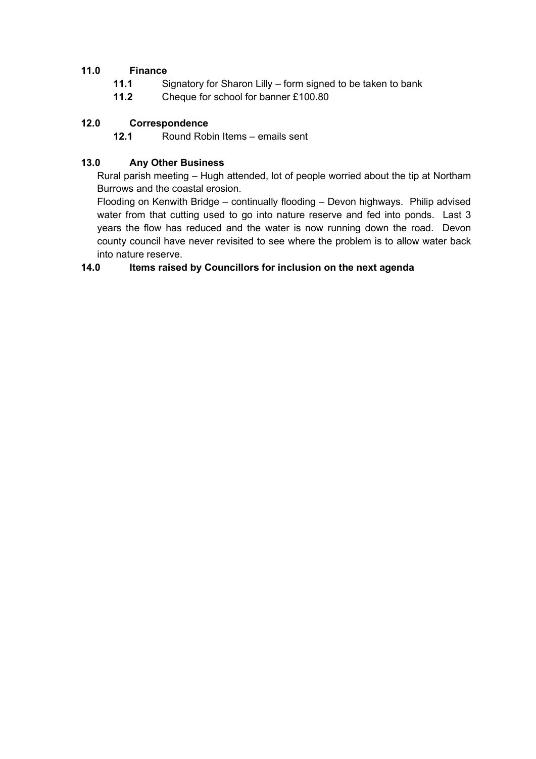## 11.0 Finance

**11.1** Signatory for Sharon Lilly – form signed to be taken to bank

**11.2** Cheque for school for banner £100.80

## 12.0 Correspondence

**12.1** Round Robin Items – emails sent

## 13.0 Any Other Business

Rural parish meeting – Hugh attended, lot of people worried about the tip at Northam Burrows and the coastal erosion.

Flooding on Kenwith Bridge – continually flooding – Devon highways. Philip advised water from that cutting used to go into nature reserve and fed into ponds. Last 3 years the flow has reduced and the water is now running down the road. Devon county council have never revisited to see where the problem is to allow water back into nature reserve.

## 14.0 Items raised by Councillors for inclusion on the next agenda